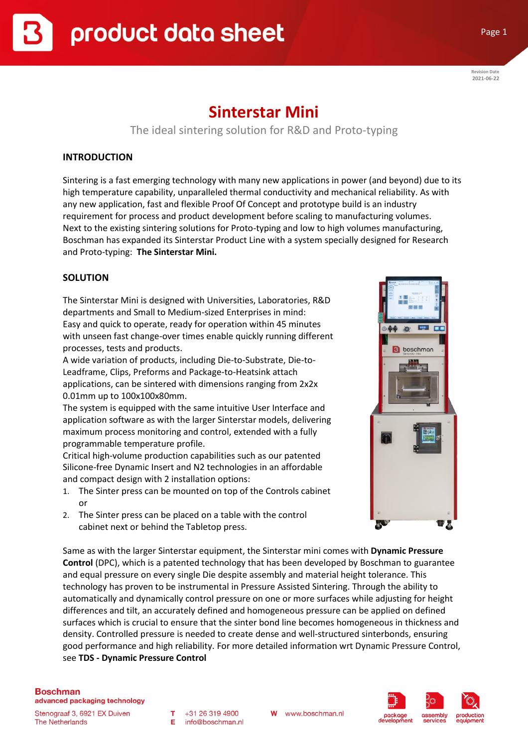Revision Date
2021-06-22

# Sinterstar Mini

The ideal sintering solution for R&D and Proto-typing

## INTRODUCTION

Sintering is a fast emerging technology with many new applications in power (and beyond) due to its high temperature capability, unparalleled thermal conductivity and mechanical reliability. As with any new application, fast and flexible Proof Of Concept and prototype build is an industry requirement for process and product development before scaling to manufacturing volumes.
Next to the existing sintering solutions for Proto-typing and low to high volumes manufacturing, Boschman has expanded its Sinterstar Product Line with a system specially designed for Research and Proto-typing: **The Sinterstar Mini.**

## SOLUTION

The Sinterstar Mini is designed with Universities, Laboratories, R&D departments and Small to Medium-sized Enterprises in mind:
Easy and quick to operate, ready for operation within 45 minutes with unseen fast change-over times enable quickly running different processes, tests and products.
A wide variation of products, including Die-to-Substrate, Die-to-Leadframe, Clips, Preforms and Package-to-Heatsink attach applications, can be sintered with dimensions ranging from 2x2x 0.01mm up to 100x100x80mm.
The system is equipped with the same intuitive User Interface and application software as with the larger Sinterstar models, delivering maximum process monitoring and control, extended with a fully programmable temperature profile.
Critical high-volume production capabilities such as our patented Silicone-free Dynamic Insert and N2 technologies in an affordable and compact design with 2 installation options:

1. The Sinter press can be mounted on top of the Controls cabinet or
2. The Sinter press can be placed on a table with the control cabinet next or behind the Tabletop press.

Same as with the larger Sinterstar equipment, the Sinterstar mini comes with **Dynamic Pressure Control** (DPC), which is a patented technology that has been developed by Boschman to guarantee and equal pressure on every single Die despite assembly and material height tolerance. This technology has proven to be instrumental in Pressure Assisted Sintering. Through the ability to automatically and dynamically control pressure on one or more surfaces while adjusting for height differences and tilt, an accurately defined and homogeneous pressure can be applied on defined surfaces which is crucial to ensure that the sinter bond line becomes homogeneous in thickness and density. Controlled pressure is needed to create dense and well-structured sinterbonds, ensuring good performance and high reliability. For more detailed information wrt Dynamic Pressure Control, see **TDS - Dynamic Pressure Control**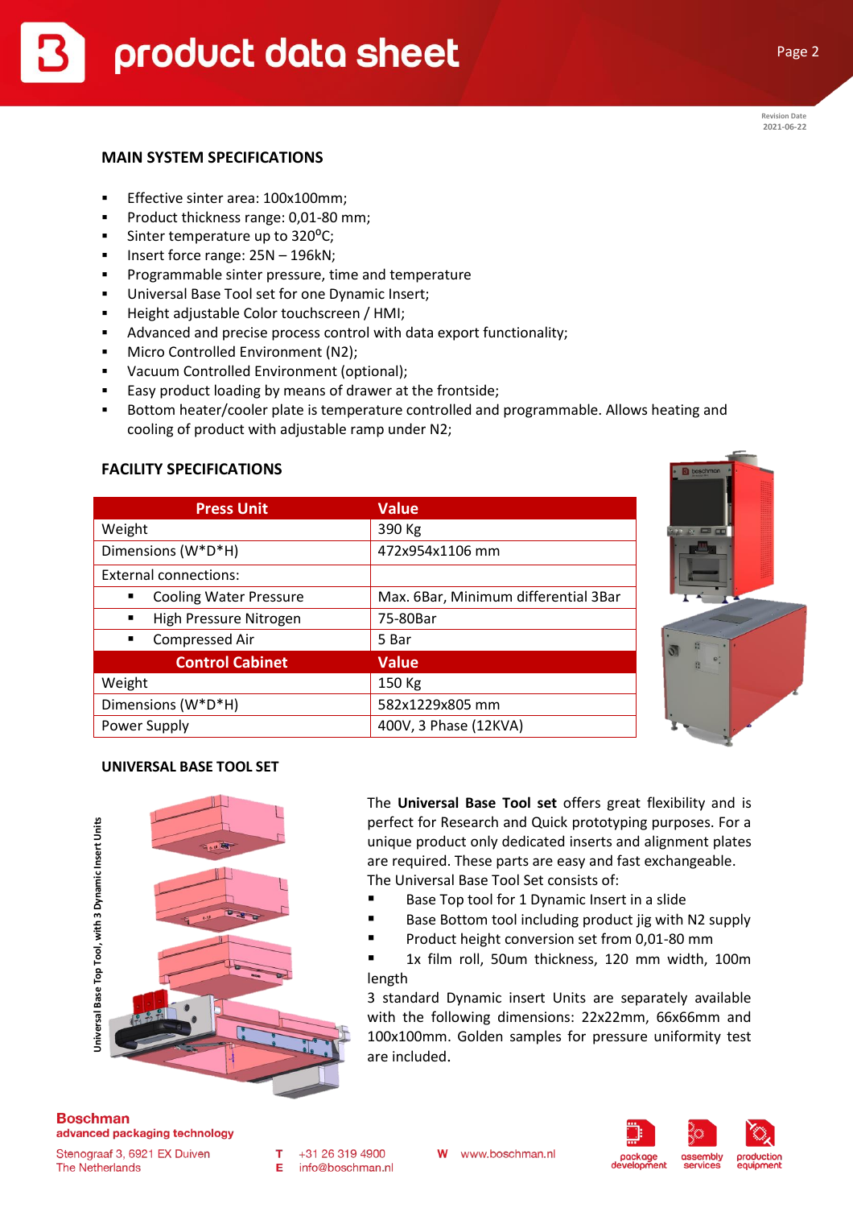## MAIN SYSTEM SPECIFICATIONS

- Effective sinter area: 100x100mm;
- Product thickness range: 0,01-80 mm;
- Sinter temperature up to 320$^{o}$C;
- Insert force range: 25N – 196kN;
- Programmable sinter pressure, time and temperature
- Universal Base Tool set for one Dynamic Insert;
- Height adjustable Color touchscreen / HMI;
- Advanced and precise process control with data export functionality;
- Micro Controlled Environment (N2);
- Vacuum Controlled Environment (optional);
- Easy product loading by means of drawer at the frontside;
- Bottom heater/cooler plate is temperature controlled and programmable. Allows heating and cooling of product with adjustable ramp under N2;

## FACILITY SPECIFICATIONS

| Press Unit | Value |
|---|---|
| Weight | 390 Kg |
| Dimensions (W*D*H) | 472x954x1106 mm |
| External connections: | |
| ▪ Cooling Water Pressure | Max. 6Bar, Minimum differential 3Bar |
| ▪ High Pressure Nitrogen | 75-80Bar |
| ▪ Compressed Air | 5 Bar |
| **Control Cabinet** | **Value** |
| Weight | 150 Kg |
| Dimensions (W*D*H) | 582x1229x805 mm |
| Power Supply | 400V, 3 Phase (12KVA) |

## UNIVERSAL BASE TOOL SET

Universal Base Top Tool, with 3 Dynamic Insert Units

The **Universal Base Tool set** offers great flexibility and is perfect for Research and Quick prototyping purposes. For a unique product only dedicated inserts and alignment plates are required. These parts are easy and fast exchangeable. The Universal Base Tool Set consists of:

- Base Top tool for 1 Dynamic Insert in a slide
- Base Bottom tool including product jig with N2 supply
- Product height conversion set from 0,01-80 mm
- 1x film roll, 50um thickness, 120 mm width, 100m length

3 standard Dynamic insert Units are separately available with the following dimensions: 22x22mm, 66x66mm and 100x100mm. Golden samples for pressure uniformity test are included.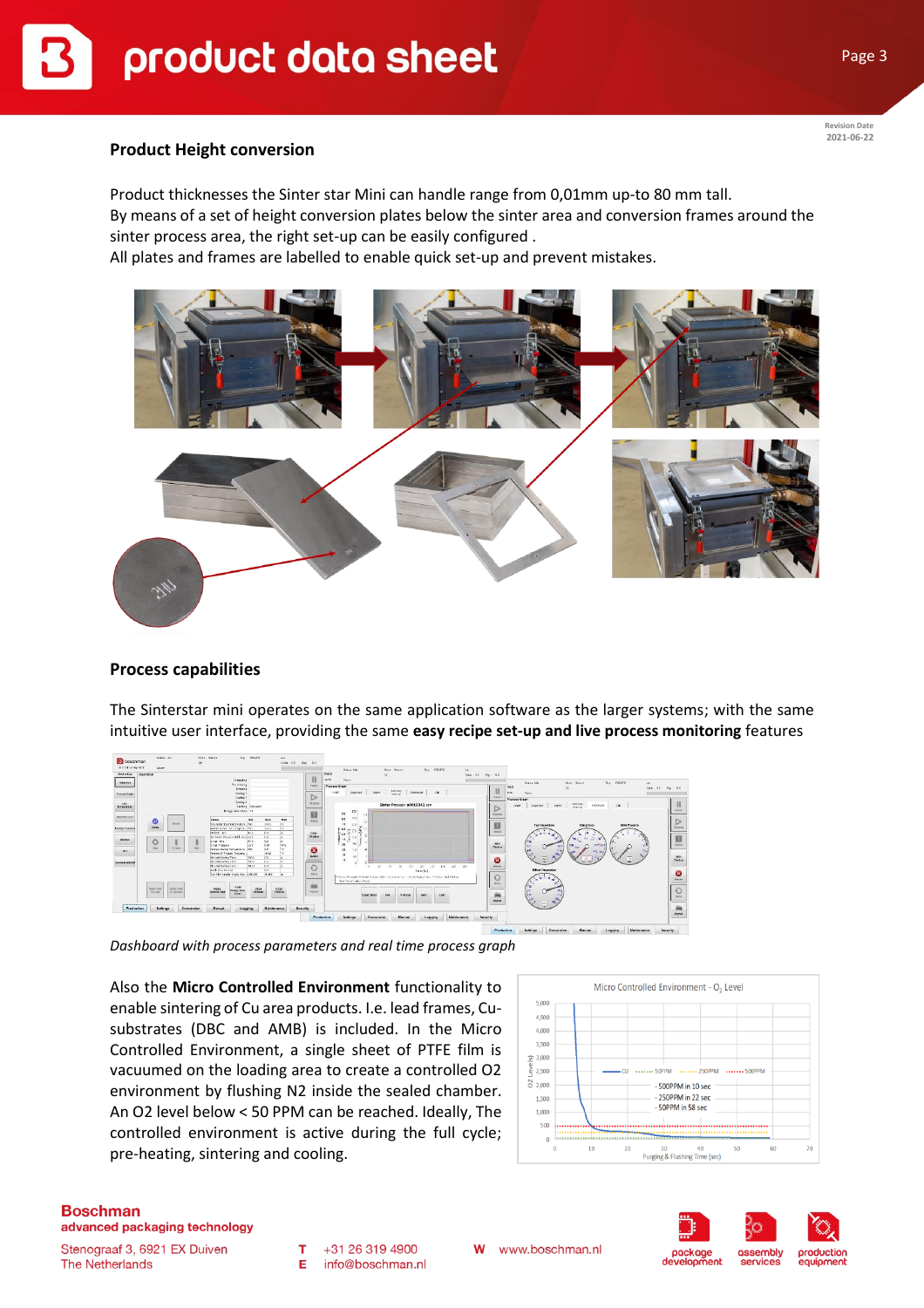## Product Height conversion

Product thicknesses the Sinter star Mini can handle range from 0,01mm up-to 80 mm tall.
By means of a set of height conversion plates below the sinter area and conversion frames around the sinter process area, the right set-up can be easily configured .
All plates and frames are labelled to enable quick set-up and prevent mistakes.

## Process capabilities

The Sinterstar mini operates on the same application software as the larger systems; with the same intuitive user interface, providing the same **easy recipe set-up and live process monitoring** features

*Dashboard with process parameters and real time process graph*

Also the **Micro Controlled Environment** functionality to enable sintering of Cu area products. I.e. lead frames, Cu-substrates (DBC and AMB) is included. In the Micro Controlled Environment, a single sheet of PTFE film is vacuumed on the loading area to create a controlled O2 environment by flushing N2 inside the sealed chamber. An O2 level below < 50 PPM can be reached. Ideally, The controlled environment is active during the full cycle; pre-heating, sintering and cooling.

**Boschman**
**advanced packaging technology**

Stenograaf 3, 6921 EX Duiven
The Netherlands

T +31 26 319 4900
E info@boschman.nl

W www.boschman.nl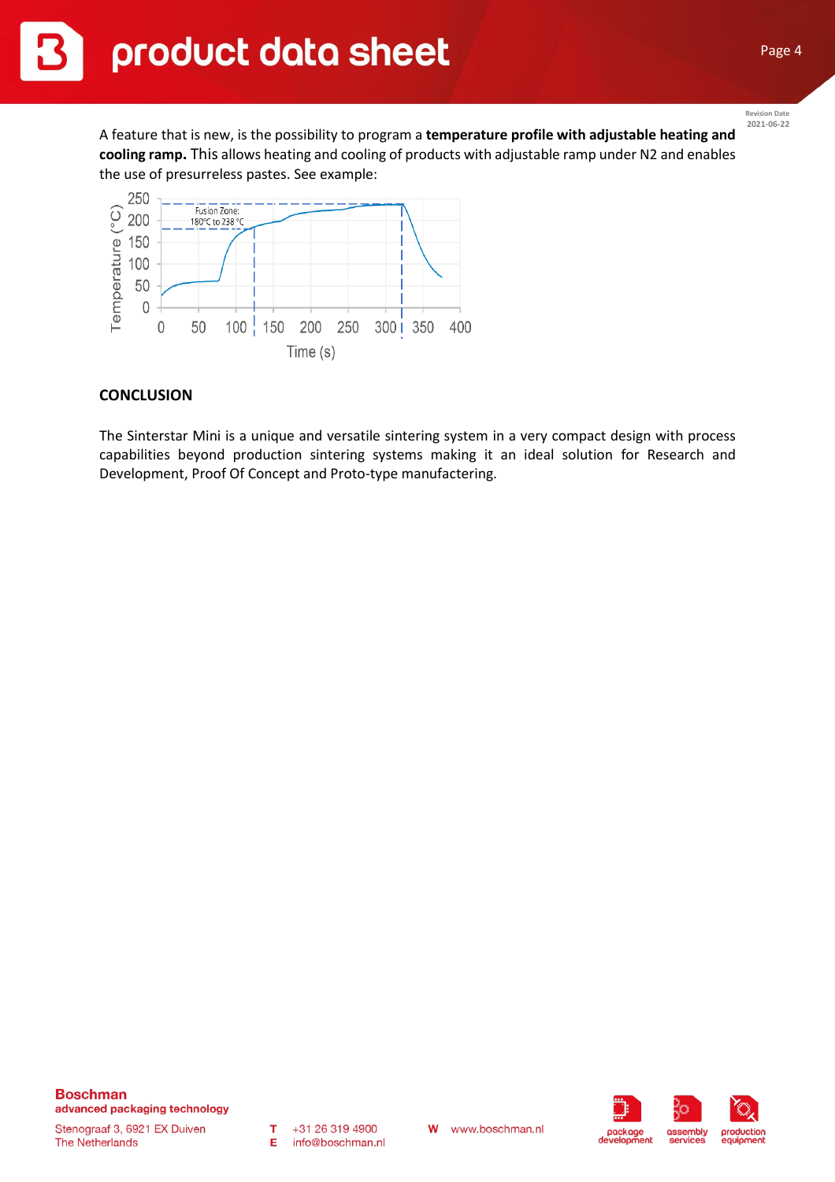A feature that is new, is the possibility to program a **temperature profile with adjustable heating and cooling ramp.** This allows heating and cooling of products with adjustable ramp under N2 and enables the use of presurreless pastes. See example:

Temperature (°C)
250
200
150
100
50
0
Fusion Zone:
180°C to 238 °C
0 50 100 150 200 250 300 350 400
Time (s)

**CONCLUSION**

The Sinterstar Mini is a unique and versatile sintering system in a very compact design with process capabilities beyond production sintering systems making it an ideal solution for Research and Development, Proof Of Concept and Proto-type manufactering.